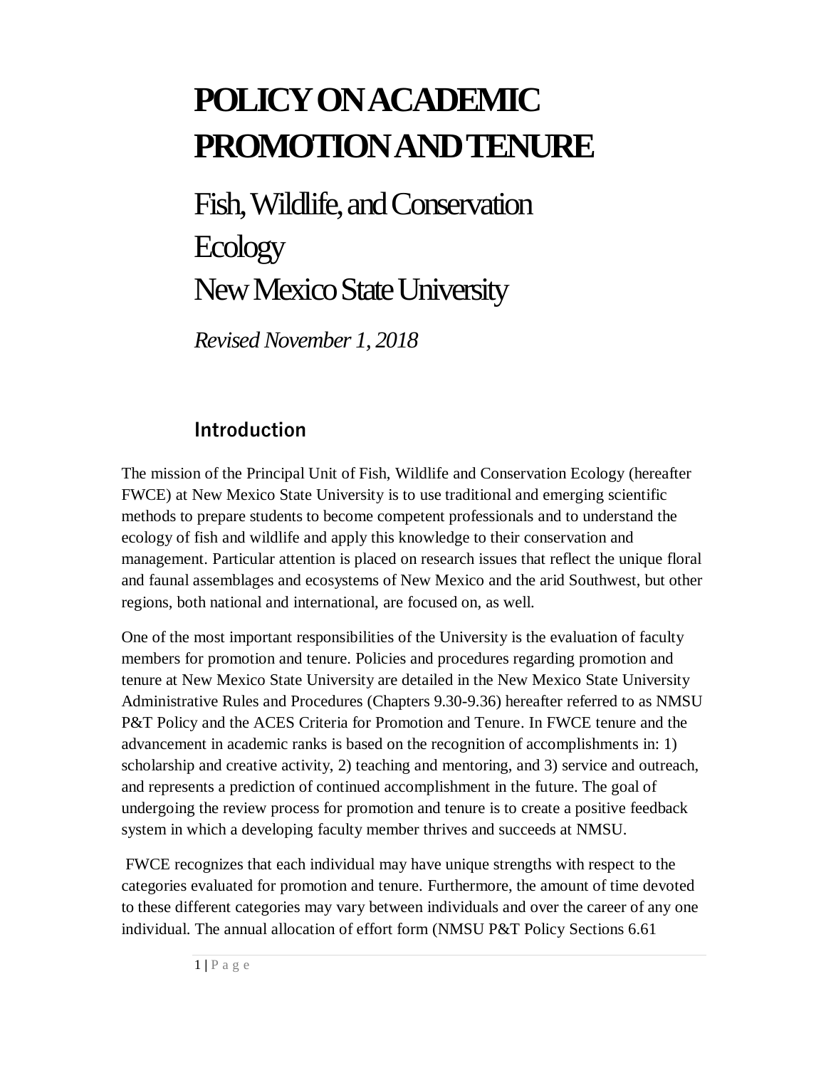# POLICY ON ACADEMIC PROMOTION AND TENURE

## Fish, Wildlife, and Conservation Ecology
## New Mexico State University

*Revised November 1, 2018*

### Introduction

The mission of the Principal Unit of Fish, Wildlife and Conservation Ecology (hereafter FWCE) at New Mexico State University is to use traditional and emerging scientific methods to prepare students to become competent professionals and to understand the ecology of fish and wildlife and apply this knowledge to their conservation and management. Particular attention is placed on research issues that reflect the unique floral and faunal assemblages and ecosystems of New Mexico and the arid Southwest, but other regions, both national and international, are focused on, as well.

One of the most important responsibilities of the University is the evaluation of faculty members for promotion and tenure. Policies and procedures regarding promotion and tenure at New Mexico State University are detailed in the New Mexico State University Administrative Rules and Procedures (Chapters 9.30-9.36) hereafter referred to as NMSU P&T Policy and the ACES Criteria for Promotion and Tenure. In FWCE tenure and the advancement in academic ranks is based on the recognition of accomplishments in: 1) scholarship and creative activity, 2) teaching and mentoring, and 3) service and outreach, and represents a prediction of continued accomplishment in the future. The goal of undergoing the review process for promotion and tenure is to create a positive feedback system in which a developing faculty member thrives and succeeds at NMSU.

FWCE recognizes that each individual may have unique strengths with respect to the categories evaluated for promotion and tenure. Furthermore, the amount of time devoted to these different categories may vary between individuals and over the career of any one individual. The annual allocation of effort form (NMSU P&T Policy Sections 6.61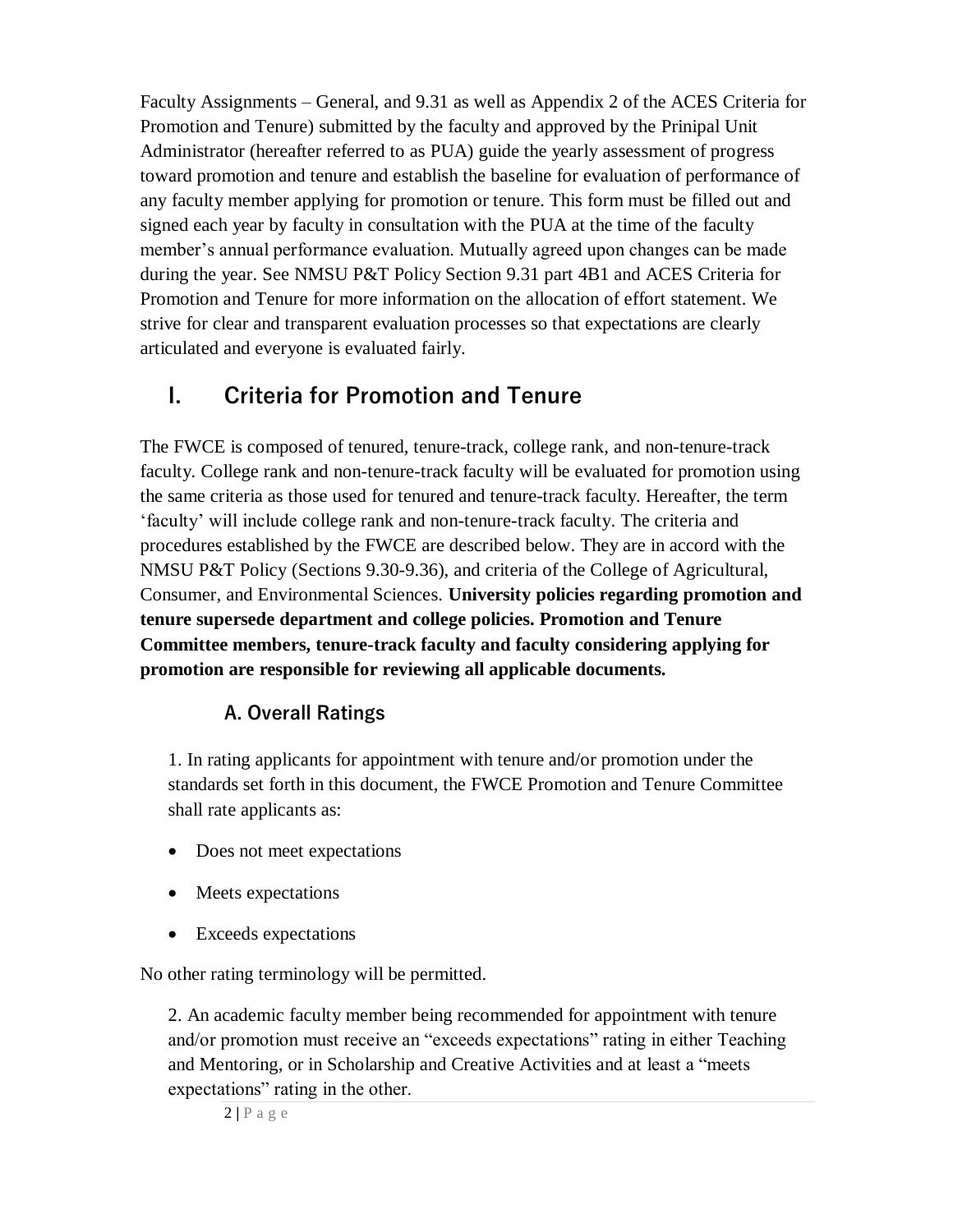Faculty Assignments – General, and 9.31 as well as Appendix 2 of the ACES Criteria for Promotion and Tenure) submitted by the faculty and approved by the Prinipal Unit Administrator (hereafter referred to as PUA) guide the yearly assessment of progress toward promotion and tenure and establish the baseline for evaluation of performance of any faculty member applying for promotion or tenure. This form must be filled out and signed each year by faculty in consultation with the PUA at the time of the faculty member's annual performance evaluation. Mutually agreed upon changes can be made during the year. See NMSU P&T Policy Section 9.31 part 4B1 and ACES Criteria for Promotion and Tenure for more information on the allocation of effort statement. We strive for clear and transparent evaluation processes so that expectations are clearly articulated and everyone is evaluated fairly.

# I. Criteria for Promotion and Tenure

The FWCE is composed of tenured, tenure-track, college rank, and non-tenure-track faculty. College rank and non-tenure-track faculty will be evaluated for promotion using the same criteria as those used for tenured and tenure-track faculty. Hereafter, the term 'faculty' will include college rank and non-tenure-track faculty. The criteria and procedures established by the FWCE are described below. They are in accord with the NMSU P&T Policy (Sections 9.30-9.36), and criteria of the College of Agricultural, Consumer, and Environmental Sciences. **University policies regarding promotion and tenure supersede department and college policies. Promotion and Tenure Committee members, tenure-track faculty and faculty considering applying for promotion are responsible for reviewing all applicable documents.**

## A. Overall Ratings

1. In rating applicants for appointment with tenure and/or promotion under the standards set forth in this document, the FWCE Promotion and Tenure Committee shall rate applicants as:

- Does not meet expectations
- Meets expectations
- Exceeds expectations

No other rating terminology will be permitted.

2. An academic faculty member being recommended for appointment with tenure and/or promotion must receive an "exceeds expectations" rating in either Teaching and Mentoring, or in Scholarship and Creative Activities and at least a "meets expectations" rating in the other.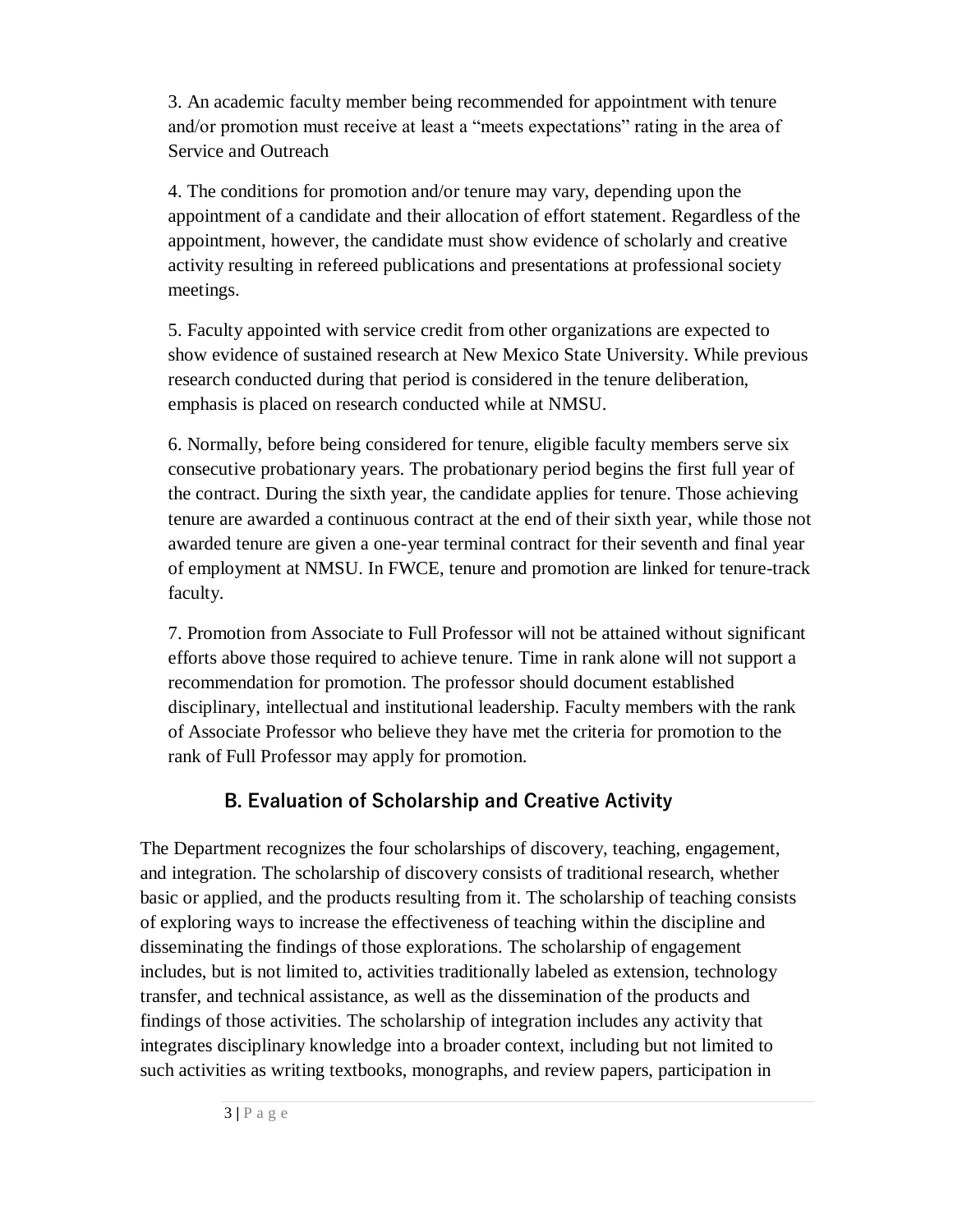3. An academic faculty member being recommended for appointment with tenure and/or promotion must receive at least a "meets expectations" rating in the area of Service and Outreach

4. The conditions for promotion and/or tenure may vary, depending upon the appointment of a candidate and their allocation of effort statement. Regardless of the appointment, however, the candidate must show evidence of scholarly and creative activity resulting in refereed publications and presentations at professional society meetings.

5. Faculty appointed with service credit from other organizations are expected to show evidence of sustained research at New Mexico State University. While previous research conducted during that period is considered in the tenure deliberation, emphasis is placed on research conducted while at NMSU.

6. Normally, before being considered for tenure, eligible faculty members serve six consecutive probationary years. The probationary period begins the first full year of the contract. During the sixth year, the candidate applies for tenure. Those achieving tenure are awarded a continuous contract at the end of their sixth year, while those not awarded tenure are given a one-year terminal contract for their seventh and final year of employment at NMSU. In FWCE, tenure and promotion are linked for tenure-track faculty.

7. Promotion from Associate to Full Professor will not be attained without significant efforts above those required to achieve tenure. Time in rank alone will not support a recommendation for promotion. The professor should document established disciplinary, intellectual and institutional leadership. Faculty members with the rank of Associate Professor who believe they have met the criteria for promotion to the rank of Full Professor may apply for promotion.

## B. Evaluation of Scholarship and Creative Activity

The Department recognizes the four scholarships of discovery, teaching, engagement, and integration. The scholarship of discovery consists of traditional research, whether basic or applied, and the products resulting from it. The scholarship of teaching consists of exploring ways to increase the effectiveness of teaching within the discipline and disseminating the findings of those explorations. The scholarship of engagement includes, but is not limited to, activities traditionally labeled as extension, technology transfer, and technical assistance, as well as the dissemination of the products and findings of those activities. The scholarship of integration includes any activity that integrates disciplinary knowledge into a broader context, including but not limited to such activities as writing textbooks, monographs, and review papers, participation in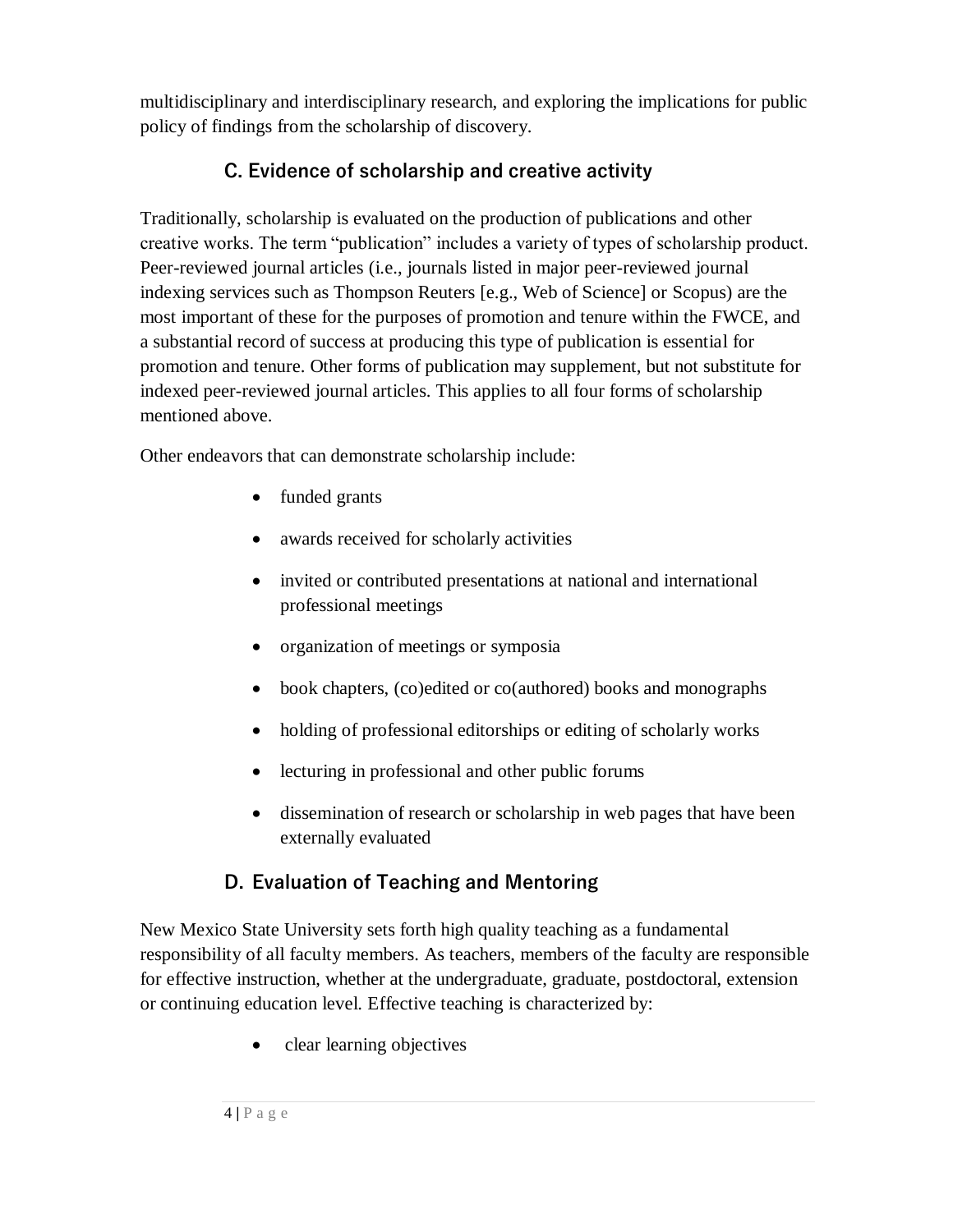multidisciplinary and interdisciplinary research, and exploring the implications for public policy of findings from the scholarship of discovery.

### C. Evidence of scholarship and creative activity

Traditionally, scholarship is evaluated on the production of publications and other creative works. The term "publication" includes a variety of types of scholarship product. Peer-reviewed journal articles (i.e., journals listed in major peer-reviewed journal indexing services such as Thompson Reuters [e.g., Web of Science] or Scopus) are the most important of these for the purposes of promotion and tenure within the FWCE, and a substantial record of success at producing this type of publication is essential for promotion and tenure. Other forms of publication may supplement, but not substitute for indexed peer-reviewed journal articles. This applies to all four forms of scholarship mentioned above.

Other endeavors that can demonstrate scholarship include:

- funded grants
- awards received for scholarly activities
- invited or contributed presentations at national and international professional meetings
- organization of meetings or symposia
- book chapters, (co)edited or co(authored) books and monographs
- holding of professional editorships or editing of scholarly works
- lecturing in professional and other public forums
- dissemination of research or scholarship in web pages that have been externally evaluated

### D. Evaluation of Teaching and Mentoring

New Mexico State University sets forth high quality teaching as a fundamental responsibility of all faculty members. As teachers, members of the faculty are responsible for effective instruction, whether at the undergraduate, graduate, postdoctoral, extension or continuing education level. Effective teaching is characterized by:

- clear learning objectives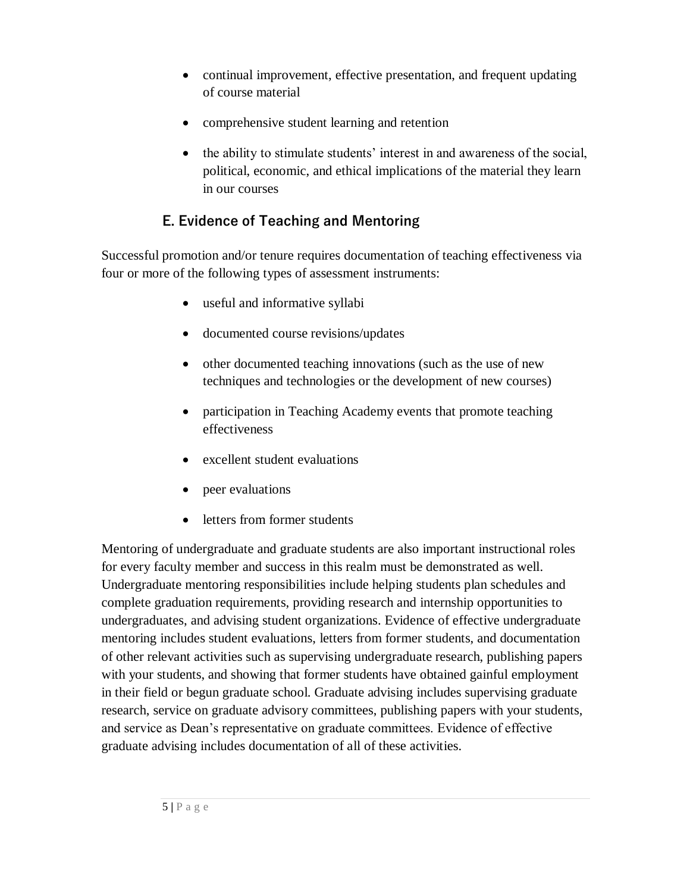- continual improvement, effective presentation, and frequent updating of course material
- comprehensive student learning and retention
- the ability to stimulate students' interest in and awareness of the social, political, economic, and ethical implications of the material they learn in our courses

### E. Evidence of Teaching and Mentoring

Successful promotion and/or tenure requires documentation of teaching effectiveness via four or more of the following types of assessment instruments:

- useful and informative syllabi
- documented course revisions/updates
- other documented teaching innovations (such as the use of new techniques and technologies or the development of new courses)
- participation in Teaching Academy events that promote teaching effectiveness
- excellent student evaluations
- peer evaluations
- letters from former students

Mentoring of undergraduate and graduate students are also important instructional roles for every faculty member and success in this realm must be demonstrated as well. Undergraduate mentoring responsibilities include helping students plan schedules and complete graduation requirements, providing research and internship opportunities to undergraduates, and advising student organizations. Evidence of effective undergraduate mentoring includes student evaluations, letters from former students, and documentation of other relevant activities such as supervising undergraduate research, publishing papers with your students, and showing that former students have obtained gainful employment in their field or begun graduate school. Graduate advising includes supervising graduate research, service on graduate advisory committees, publishing papers with your students, and service as Dean's representative on graduate committees. Evidence of effective graduate advising includes documentation of all of these activities.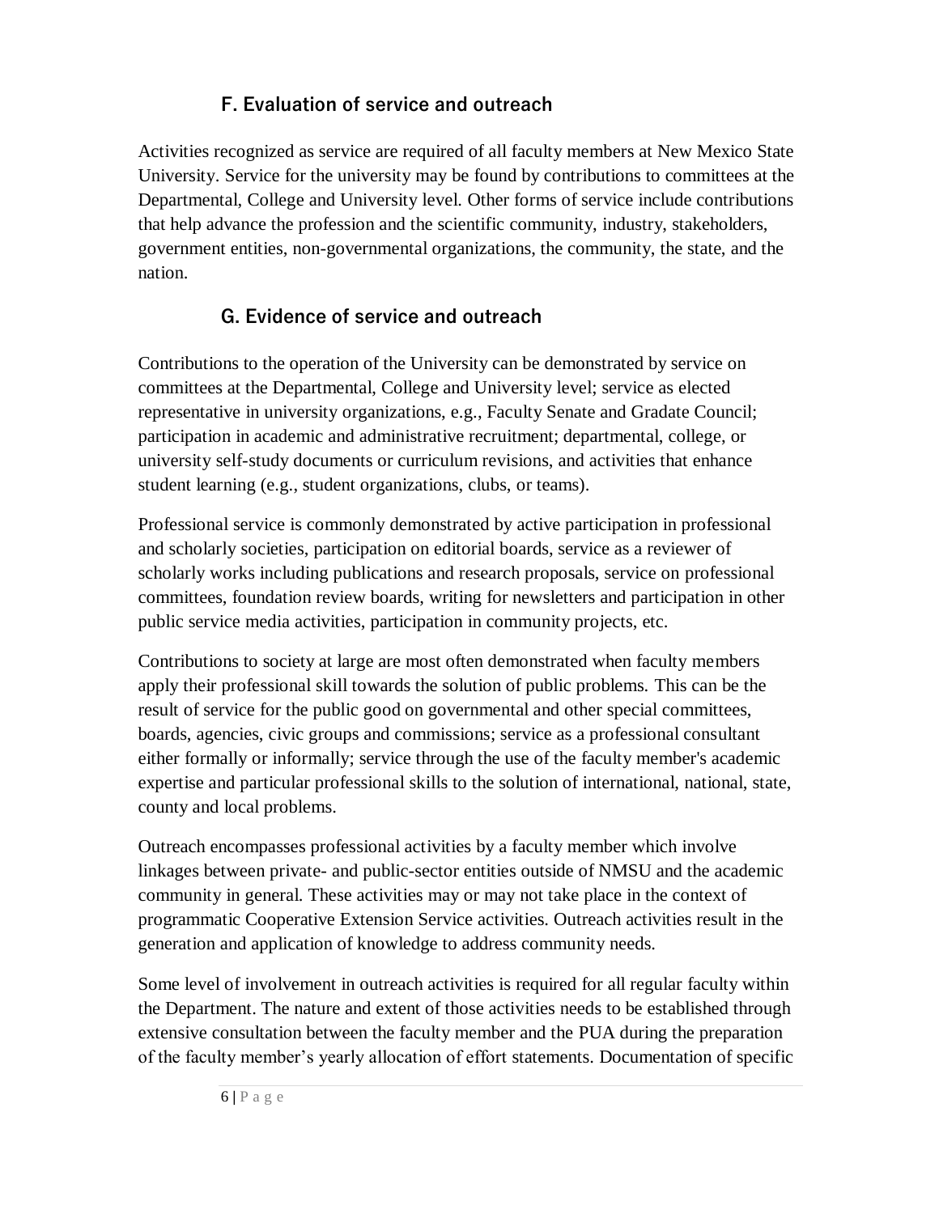### F. Evaluation of service and outreach

Activities recognized as service are required of all faculty members at New Mexico State University. Service for the university may be found by contributions to committees at the Departmental, College and University level. Other forms of service include contributions that help advance the profession and the scientific community, industry, stakeholders, government entities, non-governmental organizations, the community, the state, and the nation.

### G. Evidence of service and outreach

Contributions to the operation of the University can be demonstrated by service on committees at the Departmental, College and University level; service as elected representative in university organizations, e.g., Faculty Senate and Gradate Council; participation in academic and administrative recruitment; departmental, college, or university self-study documents or curriculum revisions, and activities that enhance student learning (e.g., student organizations, clubs, or teams).

Professional service is commonly demonstrated by active participation in professional and scholarly societies, participation on editorial boards, service as a reviewer of scholarly works including publications and research proposals, service on professional committees, foundation review boards, writing for newsletters and participation in other public service media activities, participation in community projects, etc.

Contributions to society at large are most often demonstrated when faculty members apply their professional skill towards the solution of public problems. This can be the result of service for the public good on governmental and other special committees, boards, agencies, civic groups and commissions; service as a professional consultant either formally or informally; service through the use of the faculty member's academic expertise and particular professional skills to the solution of international, national, state, county and local problems.

Outreach encompasses professional activities by a faculty member which involve linkages between private- and public-sector entities outside of NMSU and the academic community in general. These activities may or may not take place in the context of programmatic Cooperative Extension Service activities. Outreach activities result in the generation and application of knowledge to address community needs.

Some level of involvement in outreach activities is required for all regular faculty within the Department. The nature and extent of those activities needs to be established through extensive consultation between the faculty member and the PUA during the preparation of the faculty member's yearly allocation of effort statements. Documentation of specific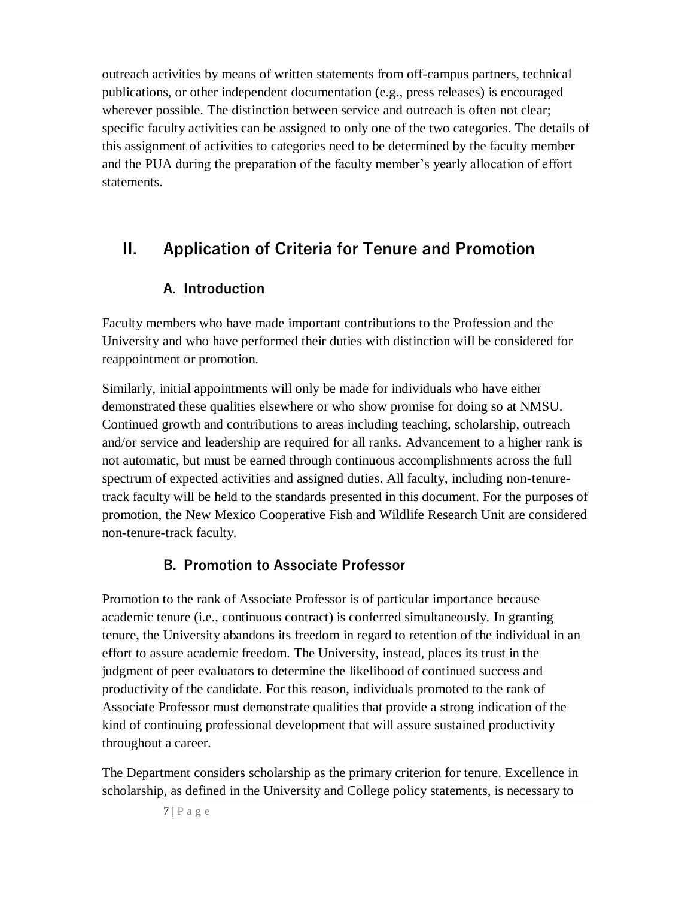outreach activities by means of written statements from off-campus partners, technical publications, or other independent documentation (e.g., press releases) is encouraged wherever possible. The distinction between service and outreach is often not clear; specific faculty activities can be assigned to only one of the two categories. The details of this assignment of activities to categories need to be determined by the faculty member and the PUA during the preparation of the faculty member's yearly allocation of effort statements.

## II. Application of Criteria for Tenure and Promotion

### A. Introduction

Faculty members who have made important contributions to the Profession and the University and who have performed their duties with distinction will be considered for reappointment or promotion.

Similarly, initial appointments will only be made for individuals who have either demonstrated these qualities elsewhere or who show promise for doing so at NMSU. Continued growth and contributions to areas including teaching, scholarship, outreach and/or service and leadership are required for all ranks. Advancement to a higher rank is not automatic, but must be earned through continuous accomplishments across the full spectrum of expected activities and assigned duties. All faculty, including non-tenure-track faculty will be held to the standards presented in this document. For the purposes of promotion, the New Mexico Cooperative Fish and Wildlife Research Unit are considered non-tenure-track faculty.

### B. Promotion to Associate Professor

Promotion to the rank of Associate Professor is of particular importance because academic tenure (i.e., continuous contract) is conferred simultaneously. In granting tenure, the University abandons its freedom in regard to retention of the individual in an effort to assure academic freedom. The University, instead, places its trust in the judgment of peer evaluators to determine the likelihood of continued success and productivity of the candidate. For this reason, individuals promoted to the rank of Associate Professor must demonstrate qualities that provide a strong indication of the kind of continuing professional development that will assure sustained productivity throughout a career.

The Department considers scholarship as the primary criterion for tenure. Excellence in scholarship, as defined in the University and College policy statements, is necessary to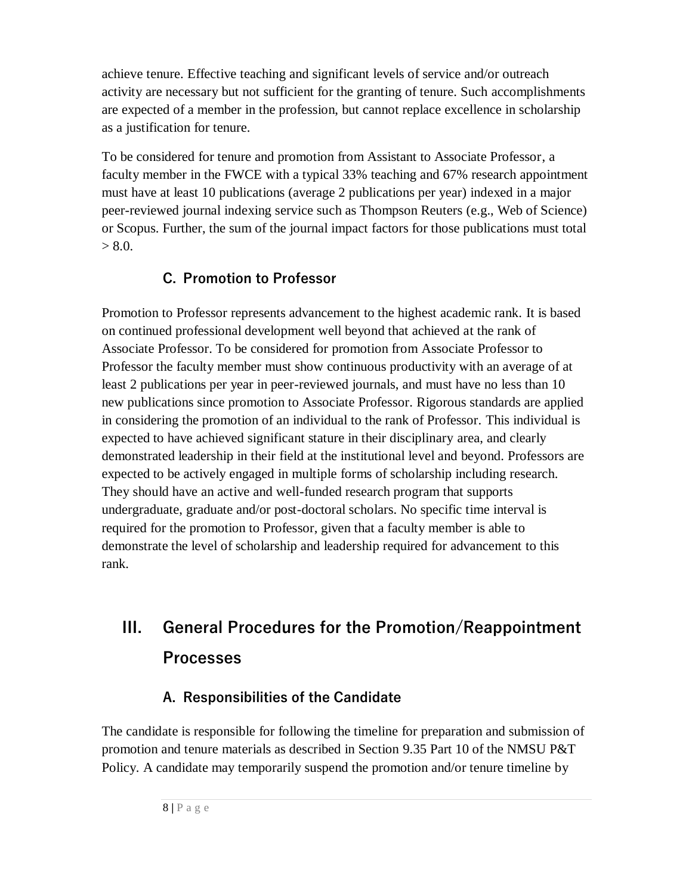achieve tenure. Effective teaching and significant levels of service and/or outreach activity are necessary but not sufficient for the granting of tenure. Such accomplishments are expected of a member in the profession, but cannot replace excellence in scholarship as a justification for tenure.

To be considered for tenure and promotion from Assistant to Associate Professor, a faculty member in the FWCE with a typical 33% teaching and 67% research appointment must have at least 10 publications (average 2 publications per year) indexed in a major peer-reviewed journal indexing service such as Thompson Reuters (e.g., Web of Science) or Scopus. Further, the sum of the journal impact factors for those publications must total > 8.0.

### C. Promotion to Professor

Promotion to Professor represents advancement to the highest academic rank. It is based on continued professional development well beyond that achieved at the rank of Associate Professor. To be considered for promotion from Associate Professor to Professor the faculty member must show continuous productivity with an average of at least 2 publications per year in peer-reviewed journals, and must have no less than 10 new publications since promotion to Associate Professor. Rigorous standards are applied in considering the promotion of an individual to the rank of Professor. This individual is expected to have achieved significant stature in their disciplinary area, and clearly demonstrated leadership in their field at the institutional level and beyond. Professors are expected to be actively engaged in multiple forms of scholarship including research. They should have an active and well-funded research program that supports undergraduate, graduate and/or post-doctoral scholars. No specific time interval is required for the promotion to Professor, given that a faculty member is able to demonstrate the level of scholarship and leadership required for advancement to this rank.

## III. General Procedures for the Promotion/Reappointment Processes

### A. Responsibilities of the Candidate

The candidate is responsible for following the timeline for preparation and submission of promotion and tenure materials as described in Section 9.35 Part 10 of the NMSU P&T Policy. A candidate may temporarily suspend the promotion and/or tenure timeline by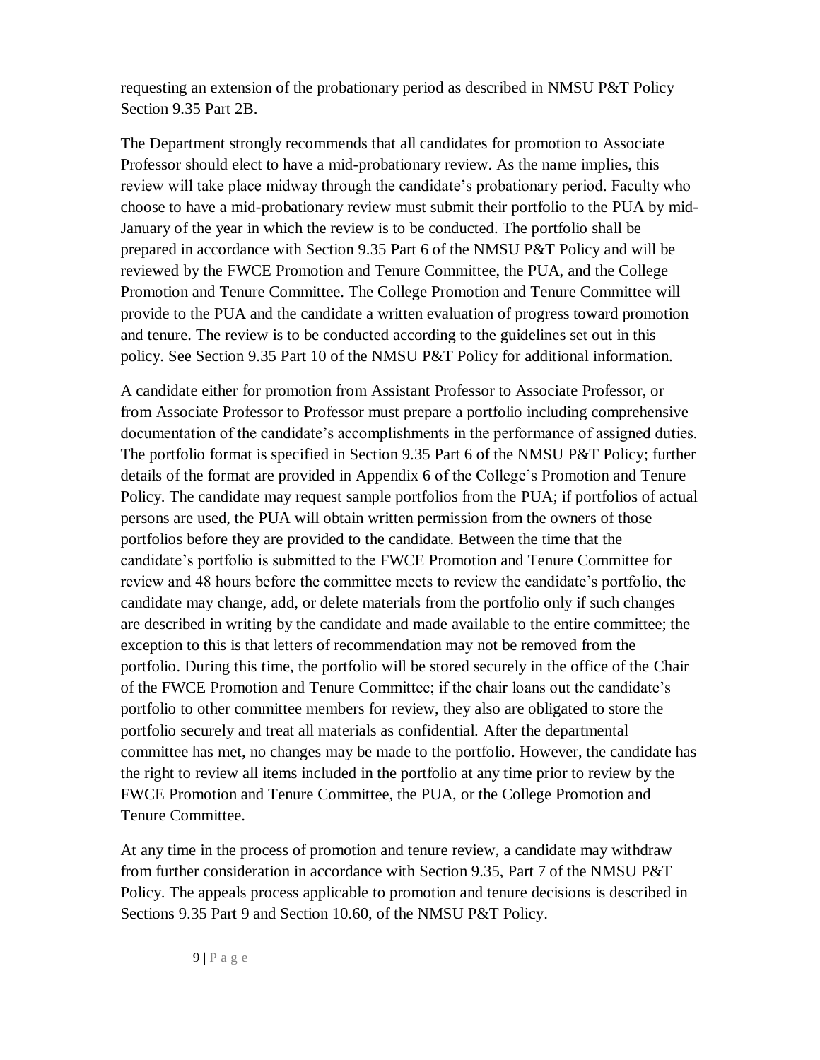requesting an extension of the probationary period as described in NMSU P&T Policy Section 9.35 Part 2B.

The Department strongly recommends that all candidates for promotion to Associate Professor should elect to have a mid-probationary review. As the name implies, this review will take place midway through the candidate's probationary period. Faculty who choose to have a mid-probationary review must submit their portfolio to the PUA by mid-January of the year in which the review is to be conducted. The portfolio shall be prepared in accordance with Section 9.35 Part 6 of the NMSU P&T Policy and will be reviewed by the FWCE Promotion and Tenure Committee, the PUA, and the College Promotion and Tenure Committee. The College Promotion and Tenure Committee will provide to the PUA and the candidate a written evaluation of progress toward promotion and tenure. The review is to be conducted according to the guidelines set out in this policy. See Section 9.35 Part 10 of the NMSU P&T Policy for additional information.

A candidate either for promotion from Assistant Professor to Associate Professor, or from Associate Professor to Professor must prepare a portfolio including comprehensive documentation of the candidate's accomplishments in the performance of assigned duties. The portfolio format is specified in Section 9.35 Part 6 of the NMSU P&T Policy; further details of the format are provided in Appendix 6 of the College's Promotion and Tenure Policy. The candidate may request sample portfolios from the PUA; if portfolios of actual persons are used, the PUA will obtain written permission from the owners of those portfolios before they are provided to the candidate. Between the time that the candidate's portfolio is submitted to the FWCE Promotion and Tenure Committee for review and 48 hours before the committee meets to review the candidate's portfolio, the candidate may change, add, or delete materials from the portfolio only if such changes are described in writing by the candidate and made available to the entire committee; the exception to this is that letters of recommendation may not be removed from the portfolio. During this time, the portfolio will be stored securely in the office of the Chair of the FWCE Promotion and Tenure Committee; if the chair loans out the candidate's portfolio to other committee members for review, they also are obligated to store the portfolio securely and treat all materials as confidential. After the departmental committee has met, no changes may be made to the portfolio. However, the candidate has the right to review all items included in the portfolio at any time prior to review by the FWCE Promotion and Tenure Committee, the PUA, or the College Promotion and Tenure Committee.

At any time in the process of promotion and tenure review, a candidate may withdraw from further consideration in accordance with Section 9.35, Part 7 of the NMSU P&T Policy. The appeals process applicable to promotion and tenure decisions is described in Sections 9.35 Part 9 and Section 10.60, of the NMSU P&T Policy.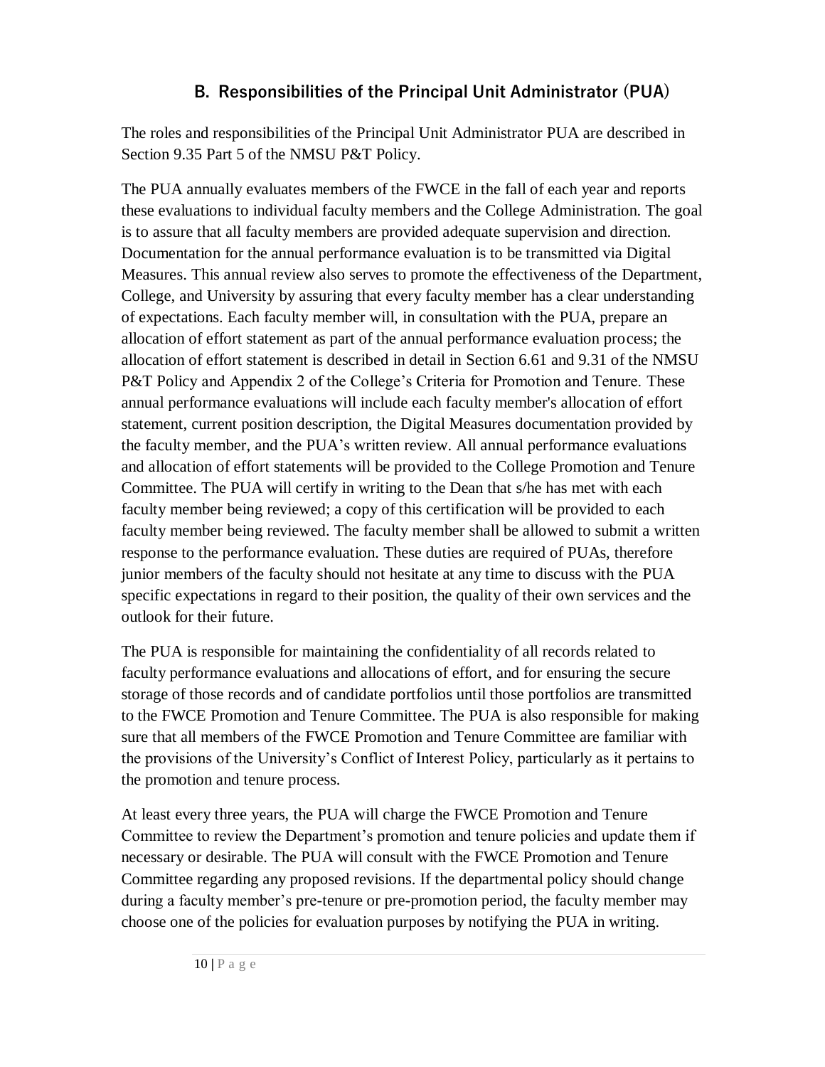## B. Responsibilities of the Principal Unit Administrator (PUA)

The roles and responsibilities of the Principal Unit Administrator PUA are described in Section 9.35 Part 5 of the NMSU P&T Policy.

The PUA annually evaluates members of the FWCE in the fall of each year and reports these evaluations to individual faculty members and the College Administration. The goal is to assure that all faculty members are provided adequate supervision and direction. Documentation for the annual performance evaluation is to be transmitted via Digital Measures. This annual review also serves to promote the effectiveness of the Department, College, and University by assuring that every faculty member has a clear understanding of expectations. Each faculty member will, in consultation with the PUA, prepare an allocation of effort statement as part of the annual performance evaluation process; the allocation of effort statement is described in detail in Section 6.61 and 9.31 of the NMSU P&T Policy and Appendix 2 of the College's Criteria for Promotion and Tenure. These annual performance evaluations will include each faculty member's allocation of effort statement, current position description, the Digital Measures documentation provided by the faculty member, and the PUA's written review. All annual performance evaluations and allocation of effort statements will be provided to the College Promotion and Tenure Committee. The PUA will certify in writing to the Dean that s/he has met with each faculty member being reviewed; a copy of this certification will be provided to each faculty member being reviewed. The faculty member shall be allowed to submit a written response to the performance evaluation. These duties are required of PUAs, therefore junior members of the faculty should not hesitate at any time to discuss with the PUA specific expectations in regard to their position, the quality of their own services and the outlook for their future.

The PUA is responsible for maintaining the confidentiality of all records related to faculty performance evaluations and allocations of effort, and for ensuring the secure storage of those records and of candidate portfolios until those portfolios are transmitted to the FWCE Promotion and Tenure Committee. The PUA is also responsible for making sure that all members of the FWCE Promotion and Tenure Committee are familiar with the provisions of the University's Conflict of Interest Policy, particularly as it pertains to the promotion and tenure process.

At least every three years, the PUA will charge the FWCE Promotion and Tenure Committee to review the Department's promotion and tenure policies and update them if necessary or desirable. The PUA will consult with the FWCE Promotion and Tenure Committee regarding any proposed revisions. If the departmental policy should change during a faculty member's pre-tenure or pre-promotion period, the faculty member may choose one of the policies for evaluation purposes by notifying the PUA in writing.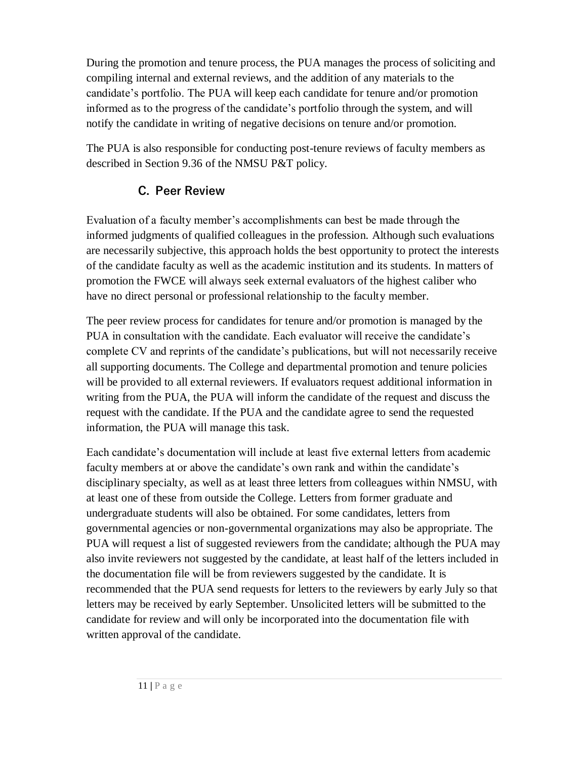During the promotion and tenure process, the PUA manages the process of soliciting and compiling internal and external reviews, and the addition of any materials to the candidate's portfolio. The PUA will keep each candidate for tenure and/or promotion informed as to the progress of the candidate's portfolio through the system, and will notify the candidate in writing of negative decisions on tenure and/or promotion.

The PUA is also responsible for conducting post-tenure reviews of faculty members as described in Section 9.36 of the NMSU P&T policy.

### C. Peer Review

Evaluation of a faculty member's accomplishments can best be made through the informed judgments of qualified colleagues in the profession. Although such evaluations are necessarily subjective, this approach holds the best opportunity to protect the interests of the candidate faculty as well as the academic institution and its students. In matters of promotion the FWCE will always seek external evaluators of the highest caliber who have no direct personal or professional relationship to the faculty member.

The peer review process for candidates for tenure and/or promotion is managed by the PUA in consultation with the candidate. Each evaluator will receive the candidate's complete CV and reprints of the candidate's publications, but will not necessarily receive all supporting documents. The College and departmental promotion and tenure policies will be provided to all external reviewers. If evaluators request additional information in writing from the PUA, the PUA will inform the candidate of the request and discuss the request with the candidate. If the PUA and the candidate agree to send the requested information, the PUA will manage this task.

Each candidate's documentation will include at least five external letters from academic faculty members at or above the candidate's own rank and within the candidate's disciplinary specialty, as well as at least three letters from colleagues within NMSU, with at least one of these from outside the College. Letters from former graduate and undergraduate students will also be obtained. For some candidates, letters from governmental agencies or non-governmental organizations may also be appropriate. The PUA will request a list of suggested reviewers from the candidate; although the PUA may also invite reviewers not suggested by the candidate, at least half of the letters included in the documentation file will be from reviewers suggested by the candidate. It is recommended that the PUA send requests for letters to the reviewers by early July so that letters may be received by early September. Unsolicited letters will be submitted to the candidate for review and will only be incorporated into the documentation file with written approval of the candidate.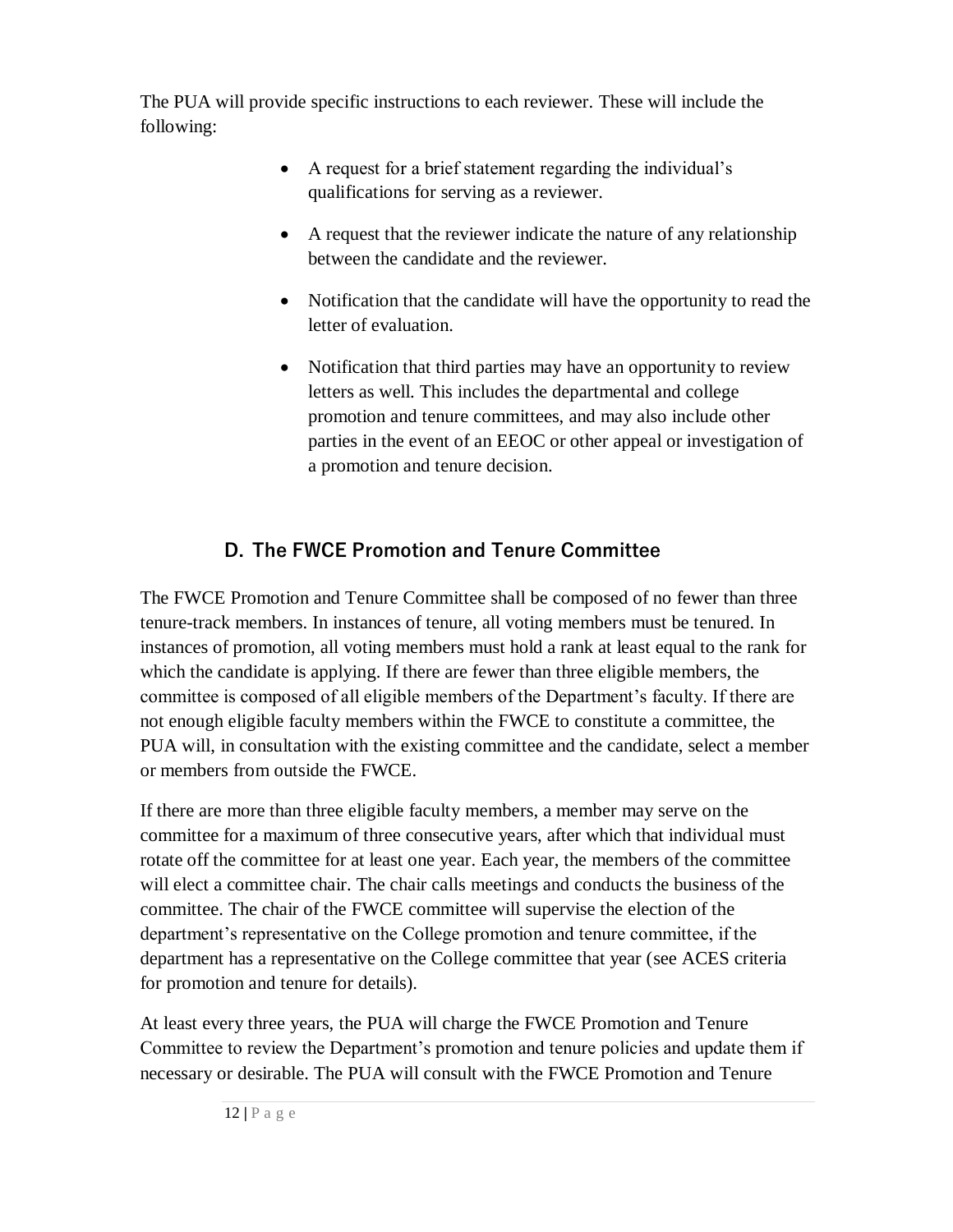The PUA will provide specific instructions to each reviewer. These will include the following:

- A request for a brief statement regarding the individual's qualifications for serving as a reviewer.
- A request that the reviewer indicate the nature of any relationship between the candidate and the reviewer.
- Notification that the candidate will have the opportunity to read the letter of evaluation.
- Notification that third parties may have an opportunity to review letters as well. This includes the departmental and college promotion and tenure committees, and may also include other parties in the event of an EEOC or other appeal or investigation of a promotion and tenure decision.

## D. The FWCE Promotion and Tenure Committee

The FWCE Promotion and Tenure Committee shall be composed of no fewer than three tenure-track members. In instances of tenure, all voting members must be tenured. In instances of promotion, all voting members must hold a rank at least equal to the rank for which the candidate is applying. If there are fewer than three eligible members, the committee is composed of all eligible members of the Department's faculty. If there are not enough eligible faculty members within the FWCE to constitute a committee, the PUA will, in consultation with the existing committee and the candidate, select a member or members from outside the FWCE.

If there are more than three eligible faculty members, a member may serve on the committee for a maximum of three consecutive years, after which that individual must rotate off the committee for at least one year. Each year, the members of the committee will elect a committee chair. The chair calls meetings and conducts the business of the committee. The chair of the FWCE committee will supervise the election of the department's representative on the College promotion and tenure committee, if the department has a representative on the College committee that year (see ACES criteria for promotion and tenure for details).

At least every three years, the PUA will charge the FWCE Promotion and Tenure Committee to review the Department's promotion and tenure policies and update them if necessary or desirable. The PUA will consult with the FWCE Promotion and Tenure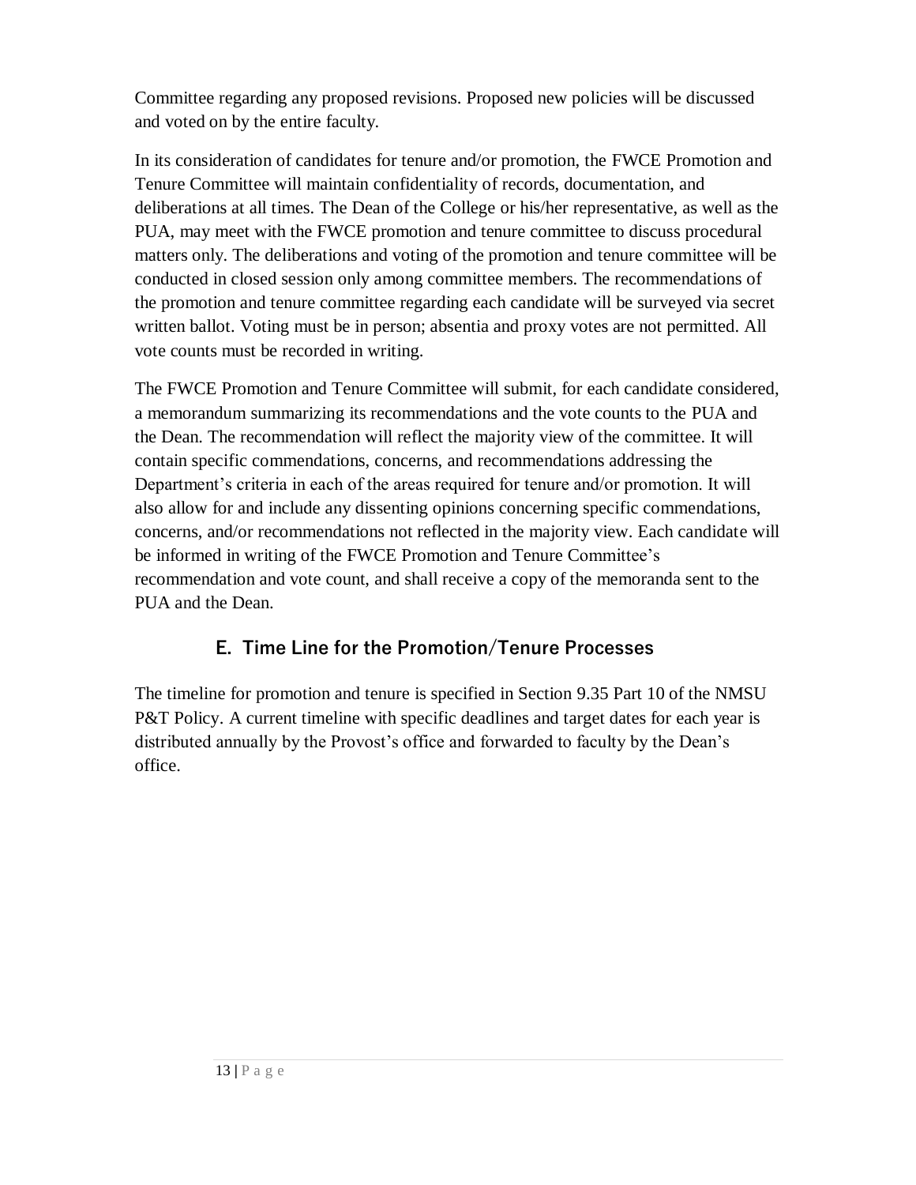Committee regarding any proposed revisions. Proposed new policies will be discussed and voted on by the entire faculty.

In its consideration of candidates for tenure and/or promotion, the FWCE Promotion and Tenure Committee will maintain confidentiality of records, documentation, and deliberations at all times. The Dean of the College or his/her representative, as well as the PUA, may meet with the FWCE promotion and tenure committee to discuss procedural matters only. The deliberations and voting of the promotion and tenure committee will be conducted in closed session only among committee members. The recommendations of the promotion and tenure committee regarding each candidate will be surveyed via secret written ballot. Voting must be in person; absentia and proxy votes are not permitted. All vote counts must be recorded in writing.

The FWCE Promotion and Tenure Committee will submit, for each candidate considered, a memorandum summarizing its recommendations and the vote counts to the PUA and the Dean. The recommendation will reflect the majority view of the committee. It will contain specific commendations, concerns, and recommendations addressing the Department's criteria in each of the areas required for tenure and/or promotion. It will also allow for and include any dissenting opinions concerning specific commendations, concerns, and/or recommendations not reflected in the majority view. Each candidate will be informed in writing of the FWCE Promotion and Tenure Committee's recommendation and vote count, and shall receive a copy of the memoranda sent to the PUA and the Dean.

## E. Time Line for the Promotion/Tenure Processes

The timeline for promotion and tenure is specified in Section 9.35 Part 10 of the NMSU P&T Policy. A current timeline with specific deadlines and target dates for each year is distributed annually by the Provost's office and forwarded to faculty by the Dean's office.